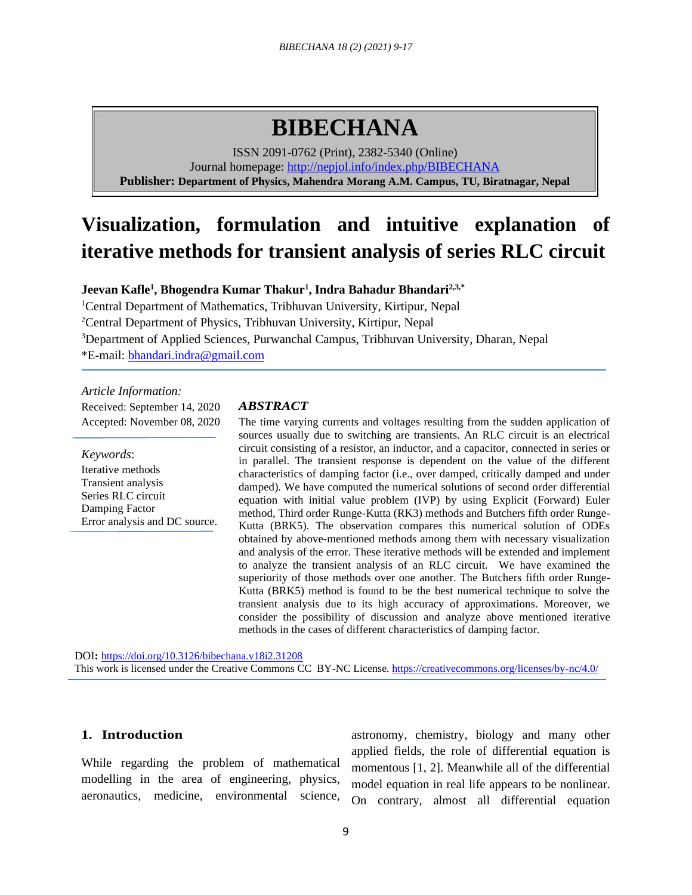# BIBECHANA

ISSN 2091-0762 (Print), 2382-5340 (Online)
Journal homepage: http://nepjol.info/index.php/BIBECHANA
**Publisher: Department of Physics, Mahendra Morang A.M. Campus, TU, Biratnagar, Nepal**

# Visualization, formulation and intuitive explanation of iterative methods for transient analysis of series RLC circuit

**Jeevan Kafle[1], Bhogendra Kumar Thakur[1], Indra Bahadur Bhandari[2,3,*]**

[1]Central Department of Mathematics, Tribhuvan University, Kirtipur, Nepal
[2]Central Department of Physics, Tribhuvan University, Kirtipur, Nepal
[3]Department of Applied Sciences, Purwanchal Campus, Tribhuvan University, Dharan, Nepal
*E-mail: bhandari.indra@gmail.com

*Article Information:*
Received: September 14, 2020
Accepted: November 08, 2020

*Keywords*:
Iterative methods
Transient analysis
Series RLC circuit
Damping Factor
Error analysis and DC source.

### *ABSTRACT*

The time varying currents and voltages resulting from the sudden application of sources usually due to switching are transients. An RLC circuit is an electrical circuit consisting of a resistor, an inductor, and a capacitor, connected in series or in parallel. The transient response is dependent on the value of the different characteristics of damping factor (i.e., over damped, critically damped and under damped). We have computed the numerical solutions of second order differential equation with initial value problem (IVP) by using Explicit (Forward) Euler method, Third order Runge-Kutta (RK3) methods and Butchers fifth order Runge-Kutta (BRK5). The observation compares this numerical solution of ODEs obtained by above-mentioned methods among them with necessary visualization and analysis of the error. These iterative methods will be extended and implement to analyze the transient analysis of an RLC circuit. We have examined the superiority of those methods over one another. The Butchers fifth order Runge-Kutta (BRK5) method is found to be the best numerical technique to solve the transient analysis due to its high accuracy of approximations. Moreover, we consider the possibility of discussion and analyze above mentioned iterative methods in the cases of different characteristics of damping factor.

DOI: https://doi.org/10.3126/bibechana.v18i2.31208
This work is licensed under the Creative Commons CC BY-NC License. https://creativecommons.org/licenses/by-nc/4.0/

## 1. Introduction

While regarding the problem of mathematical modelling in the area of engineering, physics, aeronautics, medicine, environmental science, astronomy, chemistry, biology and many other applied fields, the role of differential equation is momentous [1, 2]. Meanwhile all of the differential model equation in real life appears to be nonlinear. On contrary, almost all differential equation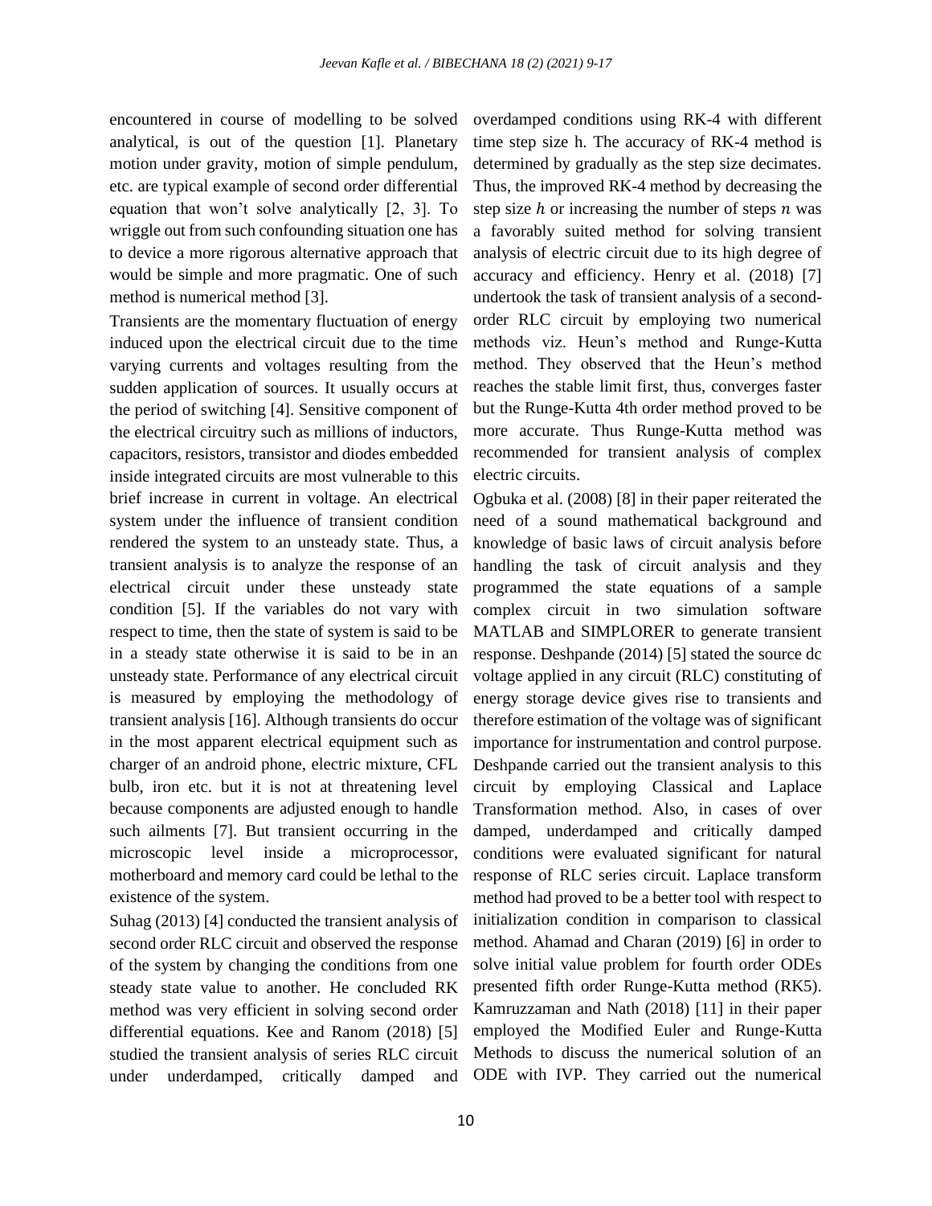encountered in course of modelling to be solved analytical, is out of the question [1]. Planetary motion under gravity, motion of simple pendulum, etc. are typical example of second order differential equation that won't solve analytically [2, 3]. To wriggle out from such confounding situation one has to device a more rigorous alternative approach that would be simple and more pragmatic. One of such method is numerical method [3].

Transients are the momentary fluctuation of energy induced upon the electrical circuit due to the time varying currents and voltages resulting from the sudden application of sources. It usually occurs at the period of switching [4]. Sensitive component of the electrical circuitry such as millions of inductors, capacitors, resistors, transistor and diodes embedded inside integrated circuits are most vulnerable to this brief increase in current in voltage. An electrical system under the influence of transient condition rendered the system to an unsteady state. Thus, a transient analysis is to analyze the response of an electrical circuit under these unsteady state condition [5]. If the variables do not vary with respect to time, then the state of system is said to be in a steady state otherwise it is said to be in an unsteady state. Performance of any electrical circuit is measured by employing the methodology of transient analysis [16]. Although transients do occur in the most apparent electrical equipment such as charger of an android phone, electric mixture, CFL bulb, iron etc. but it is not at threatening level because components are adjusted enough to handle such ailments [7]. But transient occurring in the microscopic level inside a microprocessor, motherboard and memory card could be lethal to the existence of the system.

Suhag (2013) [4] conducted the transient analysis of second order RLC circuit and observed the response of the system by changing the conditions from one steady state value to another. He concluded RK method was very efficient in solving second order differential equations. Kee and Ranom (2018) [5] studied the transient analysis of series RLC circuit under underdamped, critically damped and overdamped conditions using RK-4 with different time step size h. The accuracy of RK-4 method is determined by gradually as the step size decimates. Thus, the improved RK-4 method by decreasing the step size $h$ or increasing the number of steps $n$ was a favorably suited method for solving transient analysis of electric circuit due to its high degree of accuracy and efficiency. Henry et al. (2018) [7] undertook the task of transient analysis of a second-order RLC circuit by employing two numerical methods viz. Heun's method and Runge-Kutta method. They observed that the Heun's method reaches the stable limit first, thus, converges faster but the Runge-Kutta 4th order method proved to be more accurate. Thus Runge-Kutta method was recommended for transient analysis of complex electric circuits.

Ogbuka et al. (2008) [8] in their paper reiterated the need of a sound mathematical background and knowledge of basic laws of circuit analysis before handling the task of circuit analysis and they programmed the state equations of a sample complex circuit in two simulation software MATLAB and SIMPLORER to generate transient response. Deshpande (2014) [5] stated the source dc voltage applied in any circuit (RLC) constituting of energy storage device gives rise to transients and therefore estimation of the voltage was of significant importance for instrumentation and control purpose. Deshpande carried out the transient analysis to this circuit by employing Classical and Laplace Transformation method. Also, in cases of over damped, underdamped and critically damped conditions were evaluated significant for natural response of RLC series circuit. Laplace transform method had proved to be a better tool with respect to initialization condition in comparison to classical method. Ahamad and Charan (2019) [6] in order to solve initial value problem for fourth order ODEs presented fifth order Runge-Kutta method (RK5). Kamruzzaman and Nath (2018) [11] in their paper employed the Modified Euler and Runge-Kutta Methods to discuss the numerical solution of an ODE with IVP. They carried out the numerical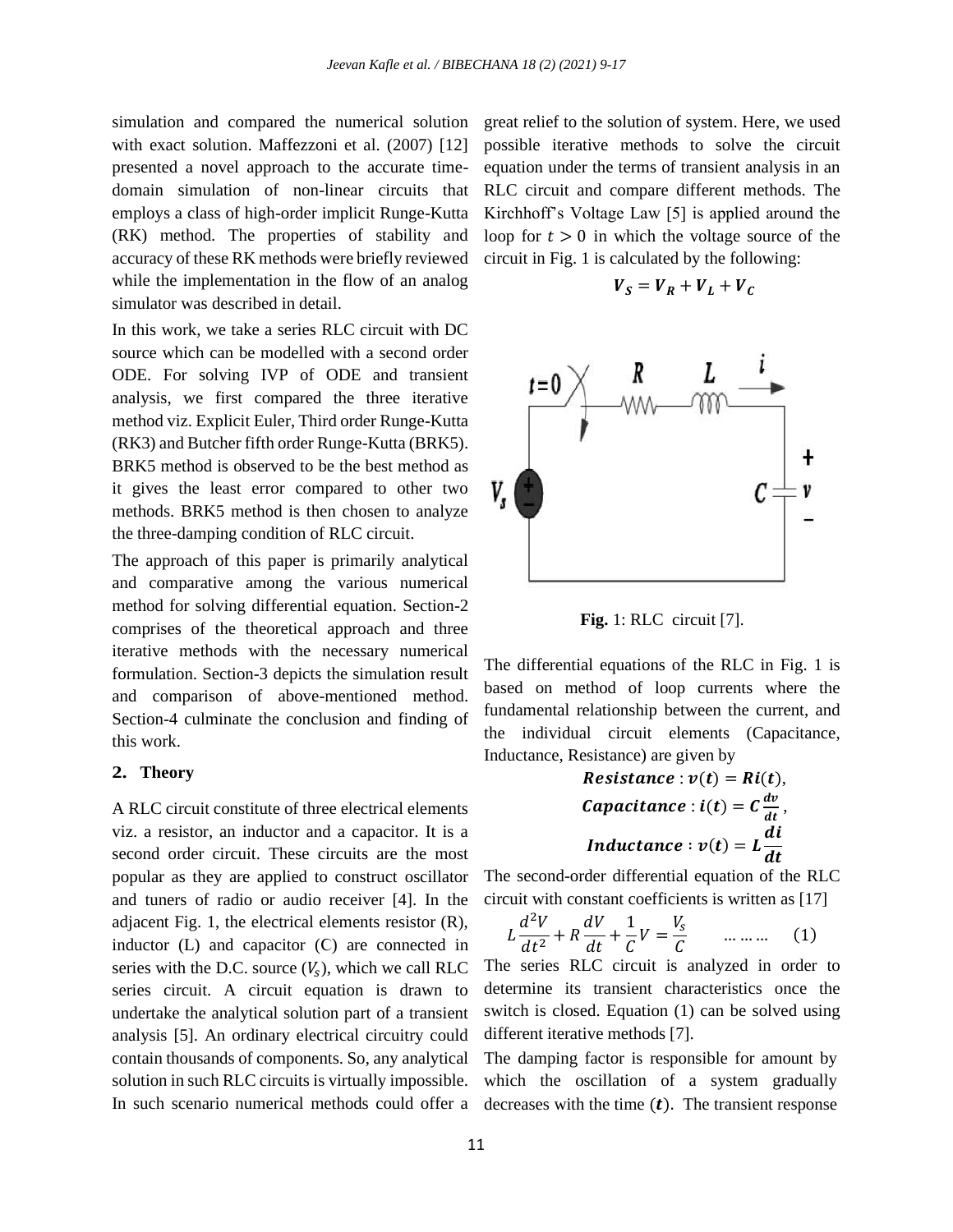simulation and compared the numerical solution with exact solution. Maffezzoni et al. (2007) [12] presented a novel approach to the accurate time-domain simulation of non-linear circuits that employs a class of high-order implicit Runge-Kutta (RK) method. The properties of stability and accuracy of these RK methods were briefly reviewed while the implementation in the flow of an analog simulator was described in detail.

In this work, we take a series RLC circuit with DC source which can be modelled with a second order ODE. For solving IVP of ODE and transient analysis, we first compared the three iterative method viz. Explicit Euler, Third order Runge-Kutta (RK3) and Butcher fifth order Runge-Kutta (BRK5). BRK5 method is observed to be the best method as it gives the least error compared to other two methods. BRK5 method is then chosen to analyze the three-damping condition of RLC circuit.

The approach of this paper is primarily analytical and comparative among the various numerical method for solving differential equation. Section-2 comprises of the theoretical approach and three iterative methods with the necessary numerical formulation. Section-3 depicts the simulation result and comparison of above-mentioned method. Section-4 culminate the conclusion and finding of this work.

## 2. Theory

A RLC circuit constitute of three electrical elements viz. a resistor, an inductor and a capacitor. It is a second order circuit. These circuits are the most popular as they are applied to construct oscillator and tuners of radio or audio receiver [4]. In the adjacent Fig. 1, the electrical elements resistor (R), inductor (L) and capacitor (C) are connected in series with the D.C. source ($V_s$), which we call RLC series circuit. A circuit equation is drawn to undertake the analytical solution part of a transient analysis [5]. An ordinary electrical circuitry could contain thousands of components. So, any analytical solution in such RLC circuits is virtually impossible. In such scenario numerical methods could offer a great relief to the solution of system. Here, we used possible iterative methods to solve the circuit equation under the terms of transient analysis in an RLC circuit and compare different methods. The Kirchhoff's Voltage Law [5] is applied around the loop for $t > 0$ in which the voltage source of the circuit in Fig. 1 is calculated by the following:

$$\boldsymbol{V_S = V_R + V_L + V_C}$$

**Fig.** 1: RLC circuit [7].

The differential equations of the RLC in Fig. 1 is based on method of loop currents where the fundamental relationship between the current, and the individual circuit elements (Capacitance, Inductance, Resistance) are given by

$$\boldsymbol{Resistance} : \boldsymbol{v(t) = Ri(t)},$$

$$\boldsymbol{Capacitance} : \boldsymbol{i(t) = C\frac{dv}{dt}},$$

$$\boldsymbol{Inductance} : \boldsymbol{v(t) = L\frac{di}{dt}}$$

The second-order differential equation of the RLC circuit with constant coefficients is written as [17]

$$L\frac{d^2V}{dt^2} + R\frac{dV}{dt} + \frac{1}{C}V = \frac{V_s}{C} \qquad \dots\dots\dots \quad (1)$$

The series RLC circuit is analyzed in order to determine its transient characteristics once the switch is closed. Equation (1) can be solved using different iterative methods [7].

The damping factor is responsible for amount by which the oscillation of a system gradually decreases with the time ($\boldsymbol{t}$). The transient response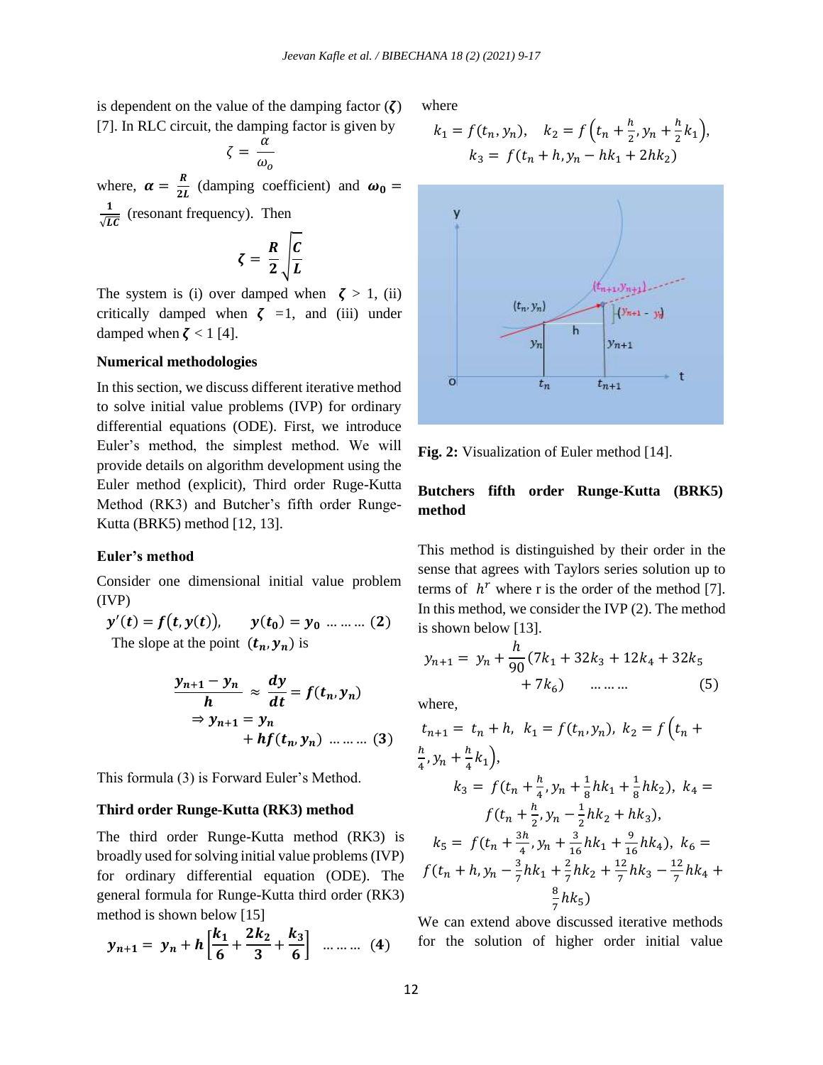is dependent on the value of the damping factor ($\zeta$) [7]. In RLC circuit, the damping factor is given by

$$\zeta = \frac{\alpha}{\omega_o}$$

where, $\alpha = \frac{R}{2L}$ (damping coefficient) and $\omega_0 = \frac{1}{\sqrt{LC}}$ (resonant frequency). Then

$$\zeta = \frac{R}{2}\sqrt{\frac{C}{L}}$$

The system is (i) over damped when $\zeta > 1$, (ii) critically damped when $\zeta = 1$, and (iii) under damped when $\zeta < 1$ [4].

### Numerical methodologies

In this section, we discuss different iterative method to solve initial value problems (IVP) for ordinary differential equations (ODE). First, we introduce Euler's method, the simplest method. We will provide details on algorithm development using the Euler method (explicit), Third order Ruge-Kutta Method (RK3) and Butcher's fifth order Runge-Kutta (BRK5) method [12, 13].

### Euler's method

Consider one dimensional initial value problem (IVP)

$$y'(t) = f(t, y(t)), \qquad y(t_0) = y_0 \quad \ldots\ldots\ldots (2)$$

The slope at the point $(t_n, y_n)$ is

$$\frac{y_{n+1} - y_n}{h} \approx \frac{dy}{dt} = f(t_n, y_n)$$
$$\Rightarrow y_{n+1} = y_n + hf(t_n, y_n) \quad \ldots\ldots\ldots (3)$$

This formula (3) is Forward Euler's Method.

### Third order Runge-Kutta (RK3) method

The third order Runge-Kutta method (RK3) is broadly used for solving initial value problems (IVP) for ordinary differential equation (ODE). The general formula for Runge-Kutta third order (RK3) method is shown below [15]

$$y_{n+1} = y_n + h\left[\frac{k_1}{6} + \frac{2k_2}{3} + \frac{k_3}{6}\right] \quad \ldots\ldots\ldots (4)$$

where

$$k_1 = f(t_n, y_n), \quad k_2 = f\left(t_n + \frac{h}{2}, y_n + \frac{h}{2}k_1\right),$$
$$k_3 = f(t_n + h, y_n - hk_1 + 2hk_2)$$

**Fig. 2:** Visualization of Euler method [14].

### Butchers fifth order Runge-Kutta (BRK5) method

This method is distinguished by their order in the sense that agrees with Taylors series solution up to terms of $h^r$ where r is the order of the method [7]. In this method, we consider the IVP (2). The method is shown below [13].

$$y_{n+1} = y_n + \frac{h}{90}(7k_1 + 32k_3 + 12k_4 + 32k_5 + 7k_6) \quad \ldots\ldots\ldots (5)$$

where,

$t_{n+1} = t_n + h$, $k_1 = f(t_n, y_n)$, $k_2 = f\left(t_n + \frac{h}{4}, y_n + \frac{h}{4}k_1\right)$,

$k_3 = f(t_n + \frac{h}{4}, y_n + \frac{1}{8}hk_1 + \frac{1}{8}hk_2)$, $k_4 = f(t_n + \frac{h}{2}, y_n - \frac{1}{2}hk_2 + hk_3)$,

$k_5 = f(t_n + \frac{3h}{4}, y_n + \frac{3}{16}hk_1 + \frac{9}{16}hk_4)$, $k_6 = f(t_n + h, y_n - \frac{3}{7}hk_1 + \frac{2}{7}hk_2 + \frac{12}{7}hk_3 - \frac{12}{7}hk_4 + \frac{8}{7}hk_5)$

We can extend above discussed iterative methods for the solution of higher order initial value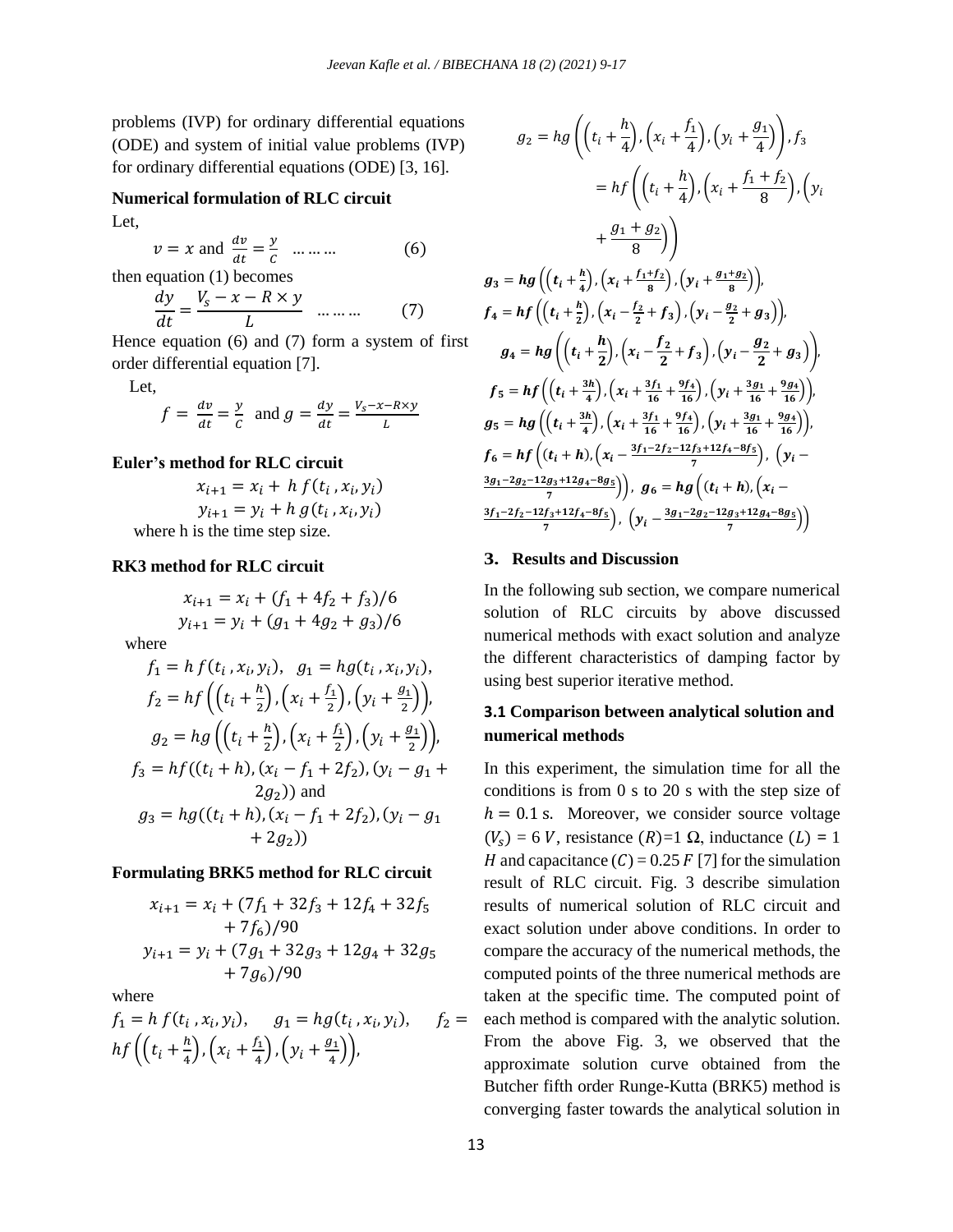problems (IVP) for ordinary differential equations (ODE) and system of initial value problems (IVP) for ordinary differential equations (ODE) [3, 16].

**Numerical formulation of RLC circuit**

Let,

$$v = x \text{ and } \frac{dv}{dt} = \frac{y}{C} \quad \dots\dots\dots \quad (6)$$

then equation (1) becomes

$$\frac{dy}{dt} = \frac{V_s - x - R \times y}{L} \quad \dots\dots\dots \quad (7)$$

Hence equation (6) and (7) form a system of first order differential equation [7].

Let,

$$f = \frac{dv}{dt} = \frac{y}{C} \text{ and } g = \frac{dy}{dt} = \frac{V_s - x - R \times y}{L}$$

**Euler's method for RLC circuit**

$$x_{i+1} = x_i + h\, f(t_i, x_i, y_i)$$
$$y_{i+1} = y_i + h\, g(t_i, x_i, y_i)$$

where h is the time step size.

**RK3 method for RLC circuit**

$$x_{i+1} = x_i + (f_1 + 4f_2 + f_3)/6$$
$$y_{i+1} = y_i + (g_1 + 4g_2 + g_3)/6$$

where

$$f_1 = h\, f(t_i, x_i, y_i), \quad g_1 = hg(t_i, x_i, y_i),$$
$$f_2 = hf\left(\left(t_i + \tfrac{h}{2}\right), \left(x_i + \tfrac{f_1}{2}\right), \left(y_i + \tfrac{g_1}{2}\right)\right),$$
$$g_2 = hg\left(\left(t_i + \tfrac{h}{2}\right), \left(x_i + \tfrac{f_1}{2}\right), \left(y_i + \tfrac{g_1}{2}\right)\right),$$
$$f_3 = hf((t_i + h), (x_i - f_1 + 2f_2), (y_i - g_1 + 2g_2)) \text{ and}$$
$$g_3 = hg((t_i + h), (x_i - f_1 + 2f_2), (y_i - g_1 + 2g_2))$$

**Formulating BRK5 method for RLC circuit**

$$x_{i+1} = x_i + (7f_1 + 32f_3 + 12f_4 + 32f_5 + 7f_6)/90$$
$$y_{i+1} = y_i + (7g_1 + 32g_3 + 12g_4 + 32g_5 + 7g_6)/90$$

where

$$f_1 = h\, f(t_i, x_i, y_i), \quad g_1 = hg(t_i, x_i, y_i), \quad f_2 = hf\left(\left(t_i + \tfrac{h}{4}\right), \left(x_i + \tfrac{f_1}{4}\right), \left(y_i + \tfrac{g_1}{4}\right)\right),$$

$$g_2 = hg\left(\left(t_i + \frac{h}{4}\right), \left(x_i + \frac{f_1}{4}\right), \left(y_i + \frac{g_1}{4}\right)\right), f_3 = hf\left(\left(t_i + \frac{h}{4}\right), \left(x_i + \frac{f_1 + f_2}{8}\right), \left(y_i + \frac{g_1 + g_2}{8}\right)\right)$$

$$g_3 = hg\left(\left(t_i + \tfrac{h}{4}\right), \left(x_i + \tfrac{f_1 + f_2}{8}\right), \left(y_i + \tfrac{g_1 + g_2}{8}\right)\right),$$
$$f_4 = hf\left(\left(t_i + \tfrac{h}{2}\right), \left(x_i - \tfrac{f_2}{2} + f_3\right), \left(y_i - \tfrac{g_2}{2} + g_3\right)\right),$$
$$g_4 = hg\left(\left(t_i + \frac{h}{2}\right), \left(x_i - \frac{f_2}{2} + f_3\right), \left(y_i - \frac{g_2}{2} + g_3\right)\right),$$
$$f_5 = hf\left(\left(t_i + \tfrac{3h}{4}\right), \left(x_i + \tfrac{3f_1}{16} + \tfrac{9f_4}{16}\right), \left(y_i + \tfrac{3g_1}{16} + \tfrac{9g_4}{16}\right)\right),$$
$$g_5 = hg\left(\left(t_i + \tfrac{3h}{4}\right), \left(x_i + \tfrac{3f_1}{16} + \tfrac{9f_4}{16}\right), \left(y_i + \tfrac{3g_1}{16} + \tfrac{9g_4}{16}\right)\right),$$
$$f_6 = hf\left((t_i + h), \left(x_i - \tfrac{3f_1 - 2f_2 - 12f_3 + 12f_4 - 8f_5}{7}\right), \left(y_i - \tfrac{3g_1 - 2g_2 - 12g_3 + 12g_4 - 8g_5}{7}\right)\right), \quad g_6 = hg\left((t_i + h), \left(x_i - \tfrac{3f_1 - 2f_2 - 12f_3 + 12f_4 - 8f_5}{7}\right), \left(y_i - \tfrac{3g_1 - 2g_2 - 12g_3 + 12g_4 - 8g_5}{7}\right)\right)$$

## 3. Results and Discussion

In the following sub section, we compare numerical solution of RLC circuits by above discussed numerical methods with exact solution and analyze the different characteristics of damping factor by using best superior iterative method.

### 3.1 Comparison between analytical solution and numerical methods

In this experiment, the simulation time for all the conditions is from 0 s to 20 s with the step size of $h = 0.1$ s. Moreover, we consider source voltage $(V_s) = 6\,V$, resistance $(R)$=1 Ω, inductance $(L) = 1\,H$ and capacitance $(C) = 0.25\,F$ [7] for the simulation result of RLC circuit. Fig. 3 describe simulation results of numerical solution of RLC circuit and exact solution under above conditions. In order to compare the accuracy of the numerical methods, the computed points of the three numerical methods are taken at the specific time. The computed point of each method is compared with the analytic solution. From the above Fig. 3, we observed that the approximate solution curve obtained from the Butcher fifth order Runge-Kutta (BRK5) method is converging faster towards the analytical solution in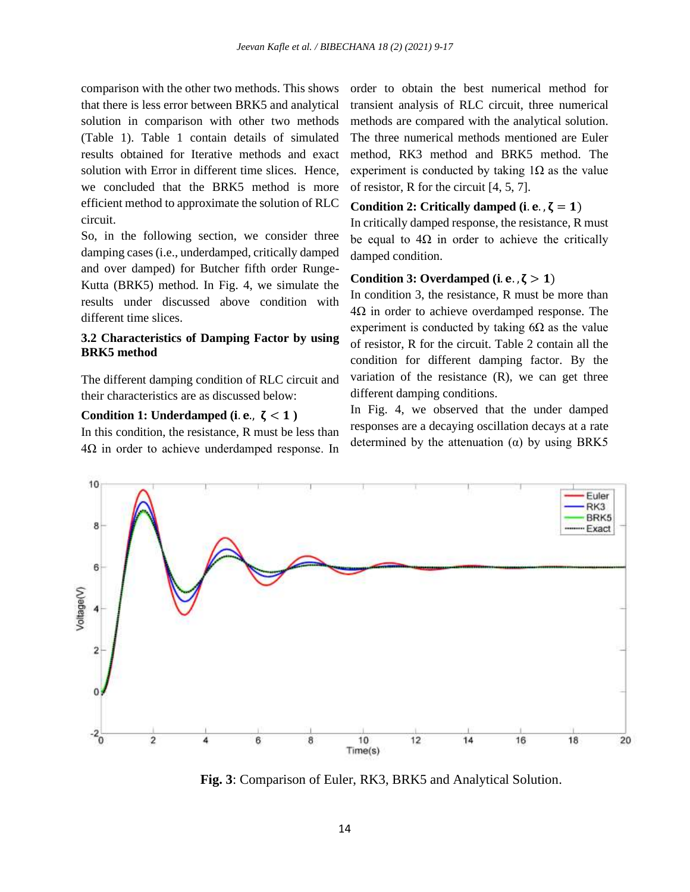comparison with the other two methods. This shows that there is less error between BRK5 and analytical solution in comparison with other two methods (Table 1). Table 1 contain details of simulated results obtained for Iterative methods and exact solution with Error in different time slices. Hence, we concluded that the BRK5 method is more efficient method to approximate the solution of RLC circuit.

So, in the following section, we consider three damping cases (i.e., underdamped, critically damped and over damped) for Butcher fifth order Runge-Kutta (BRK5) method. In Fig. 4, we simulate the results under discussed above condition with different time slices.

### 3.2 Characteristics of Damping Factor by using BRK5 method

The different damping condition of RLC circuit and their characteristics are as discussed below:

**Condition 1: Underdamped (i. e., $\zeta < 1$)**

In this condition, the resistance, R must be less than 4Ω in order to achieve underdamped response. In order to obtain the best numerical method for transient analysis of RLC circuit, three numerical methods are compared with the analytical solution. The three numerical methods mentioned are Euler method, RK3 method and BRK5 method. The experiment is conducted by taking 1Ω as the value of resistor, R for the circuit [4, 5, 7].

**Condition 2: Critically damped (i. e., $\zeta = 1$)**

In critically damped response, the resistance, R must be equal to 4Ω in order to achieve the critically damped condition.

**Condition 3: Overdamped (i. e., $\zeta > 1$)**

In condition 3, the resistance, R must be more than 4Ω in order to achieve overdamped response. The experiment is conducted by taking 6Ω as the value of resistor, R for the circuit. Table 2 contain all the condition for different damping factor. By the variation of the resistance (R), we can get three different damping conditions.

In Fig. 4, we observed that the under damped responses are a decaying oscillation decays at a rate determined by the attenuation (α) by using BRK5

**Fig. 3**: Comparison of Euler, RK3, BRK5 and Analytical Solution.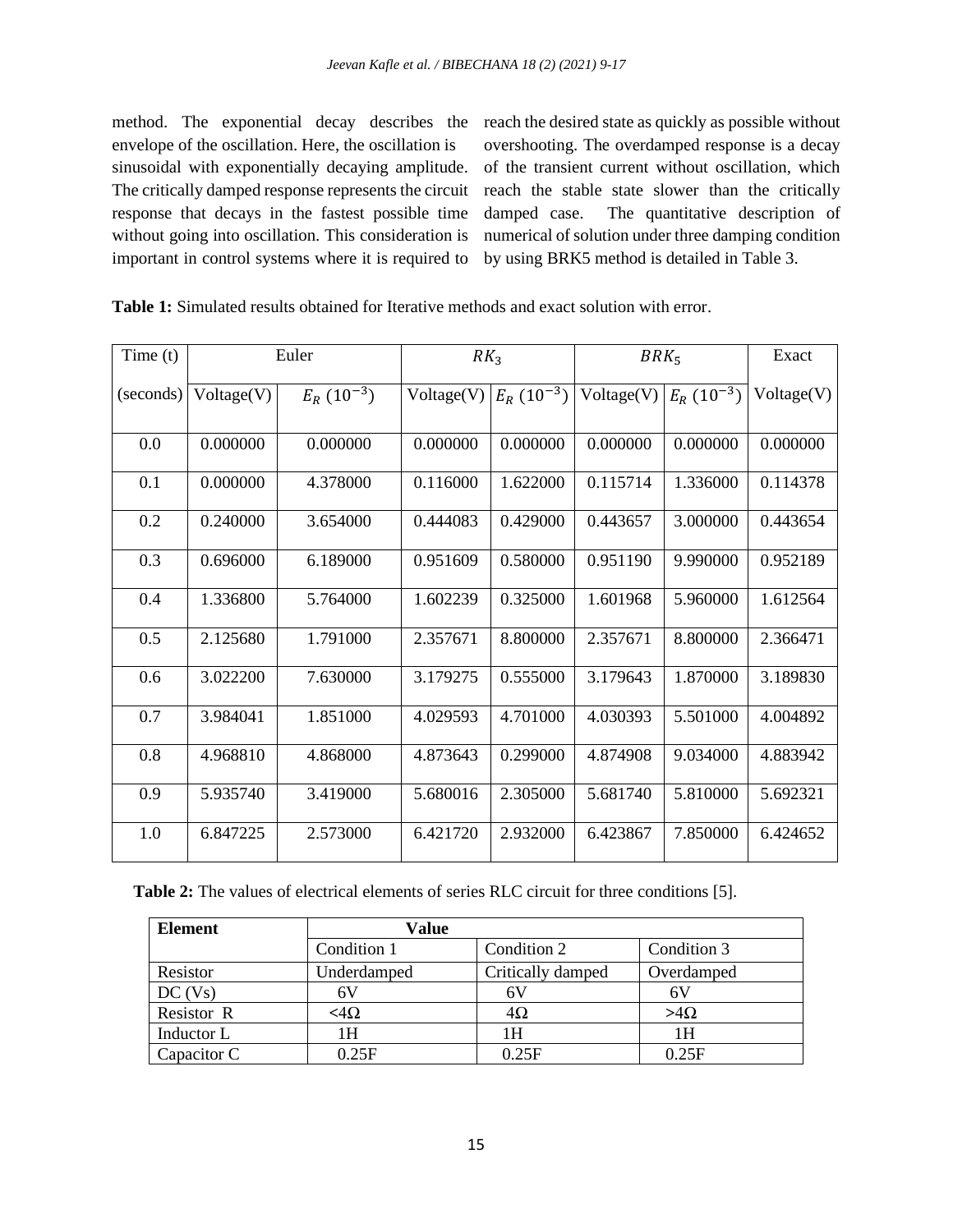method. The exponential decay describes the envelope of the oscillation. Here, the oscillation is sinusoidal with exponentially decaying amplitude. The critically damped response represents the circuit response that decays in the fastest possible time without going into oscillation. This consideration is important in control systems where it is required to reach the desired state as quickly as possible without overshooting. The overdamped response is a decay of the transient current without oscillation, which reach the stable state slower than the critically damped case. The quantitative description of numerical of solution under three damping condition by using BRK5 method is detailed in Table 3.

**Table 1:** Simulated results obtained for Iterative methods and exact solution with error.

| Time (t) | Euler | | $RK_3$ | | $BRK_5$ | | Exact |
|---|---|---|---|---|---|---|---|
| (seconds) | Voltage(V) | $E_R$ $(10^{-3})$ | Voltage(V) | $E_R$ $(10^{-3})$ | Voltage(V) | $E_R$ $(10^{-3})$ | Voltage(V) |
| 0.0 | 0.000000 | 0.000000 | 0.000000 | 0.000000 | 0.000000 | 0.000000 | 0.000000 |
| 0.1 | 0.000000 | 4.378000 | 0.116000 | 1.622000 | 0.115714 | 1.336000 | 0.114378 |
| 0.2 | 0.240000 | 3.654000 | 0.444083 | 0.429000 | 0.443657 | 3.000000 | 0.443654 |
| 0.3 | 0.696000 | 6.189000 | 0.951609 | 0.580000 | 0.951190 | 9.990000 | 0.952189 |
| 0.4 | 1.336800 | 5.764000 | 1.602239 | 0.325000 | 1.601968 | 5.960000 | 1.612564 |
| 0.5 | 2.125680 | 1.791000 | 2.357671 | 8.800000 | 2.357671 | 8.800000 | 2.366471 |
| 0.6 | 3.022200 | 7.630000 | 3.179275 | 0.555000 | 3.179643 | 1.870000 | 3.189830 |
| 0.7 | 3.984041 | 1.851000 | 4.029593 | 4.701000 | 4.030393 | 5.501000 | 4.004892 |
| 0.8 | 4.968810 | 4.868000 | 4.873643 | 0.299000 | 4.874908 | 9.034000 | 4.883942 |
| 0.9 | 5.935740 | 3.419000 | 5.680016 | 2.305000 | 5.681740 | 5.810000 | 5.692321 |
| 1.0 | 6.847225 | 2.573000 | 6.421720 | 2.932000 | 6.423867 | 7.850000 | 6.424652 |

**Table 2:** The values of electrical elements of series RLC circuit for three conditions [5].

| **Element** | **Value** | | |
|---|---|---|---|
| | Condition 1 | Condition 2 | Condition 3 |
| Resistor | Underdamped | Critically damped | Overdamped |
| DC (Vs) | 6V | 6V | 6V |
| Resistor R | <4Ω | 4Ω | >4Ω |
| Inductor L | 1H | 1H | 1H |
| Capacitor C | 0.25F | 0.25F | 0.25F |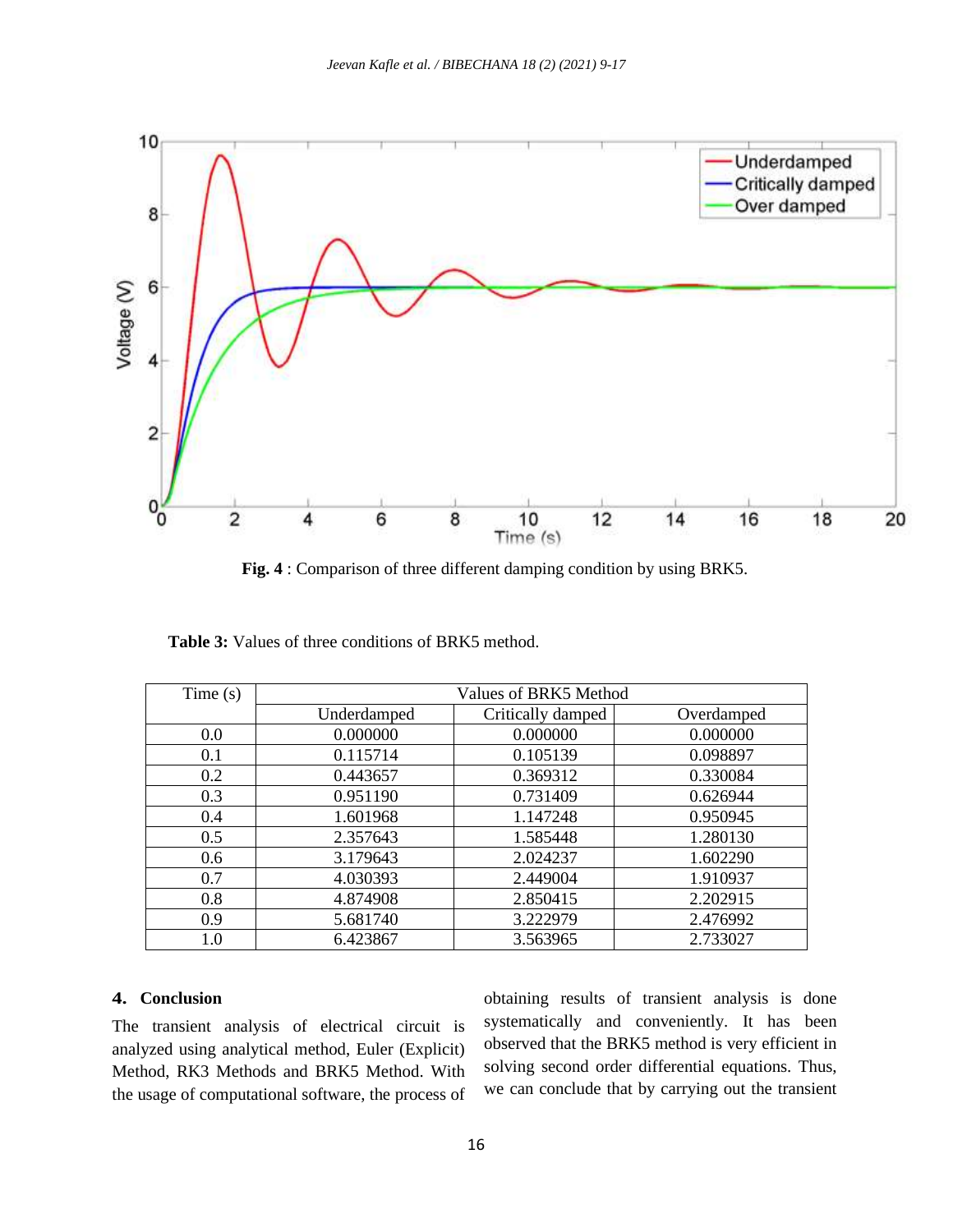**Fig. 4** : Comparison of three different damping condition by using BRK5.

**Table 3:** Values of three conditions of BRK5 method.

| Time (s) | Values of BRK5 Method | | |
|---|---|---|---|
| | Underdamped | Critically damped | Overdamped |
| 0.0 | 0.000000 | 0.000000 | 0.000000 |
| 0.1 | 0.115714 | 0.105139 | 0.098897 |
| 0.2 | 0.443657 | 0.369312 | 0.330084 |
| 0.3 | 0.951190 | 0.731409 | 0.626944 |
| 0.4 | 1.601968 | 1.147248 | 0.950945 |
| 0.5 | 2.357643 | 1.585448 | 1.280130 |
| 0.6 | 3.179643 | 2.024237 | 1.602290 |
| 0.7 | 4.030393 | 2.449004 | 1.910937 |
| 0.8 | 4.874908 | 2.850415 | 2.202915 |
| 0.9 | 5.681740 | 3.222979 | 2.476992 |
| 1.0 | 6.423867 | 3.563965 | 2.733027 |

## 4. Conclusion

The transient analysis of electrical circuit is analyzed using analytical method, Euler (Explicit) Method, RK3 Methods and BRK5 Method. With the usage of computational software, the process of obtaining results of transient analysis is done systematically and conveniently. It has been observed that the BRK5 method is very efficient in solving second order differential equations. Thus, we can conclude that by carrying out the transient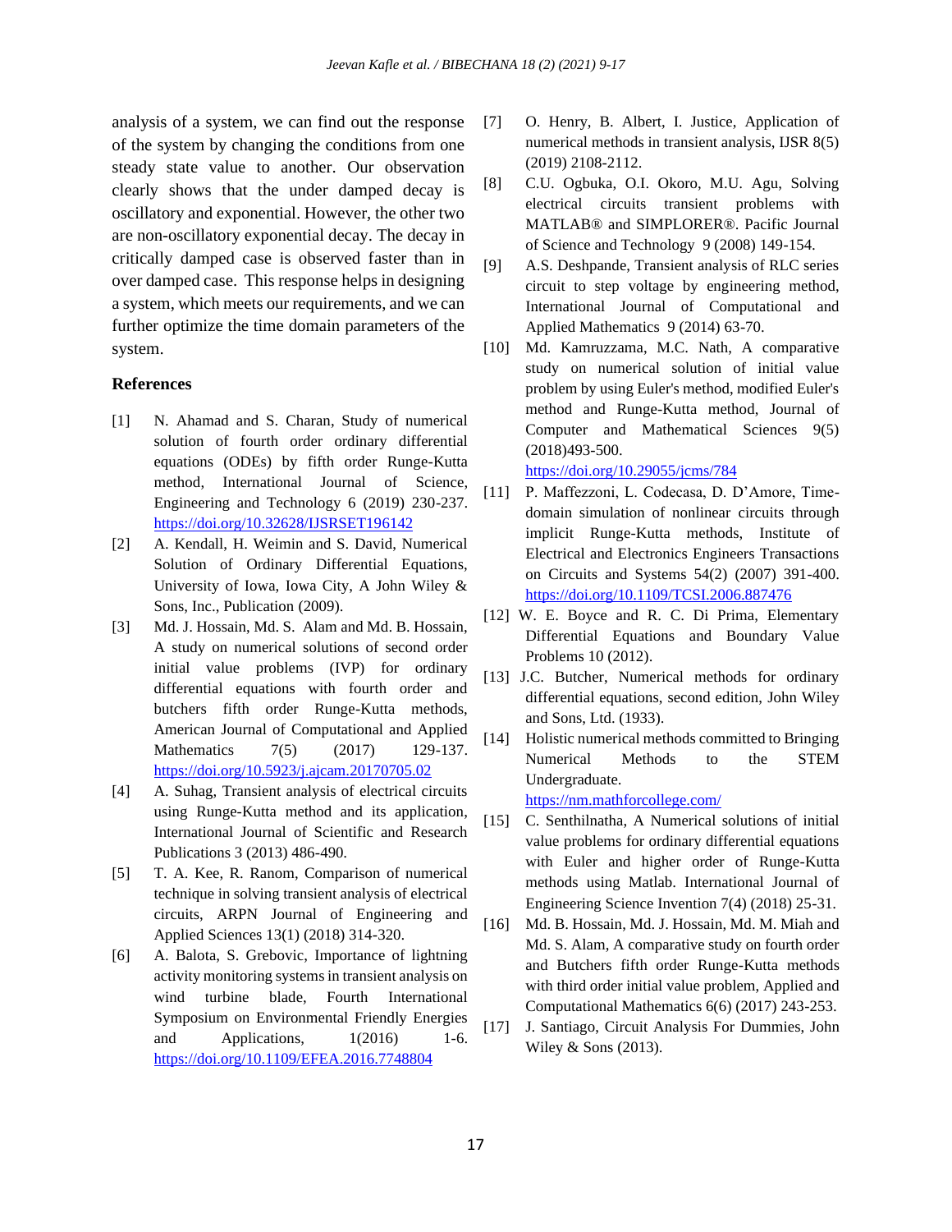analysis of a system, we can find out the response of the system by changing the conditions from one steady state value to another. Our observation clearly shows that the under damped decay is oscillatory and exponential. However, the other two are non-oscillatory exponential decay. The decay in critically damped case is observed faster than in over damped case. This response helps in designing a system, which meets our requirements, and we can further optimize the time domain parameters of the system.

## References

[1] N. Ahamad and S. Charan, Study of numerical solution of fourth order ordinary differential equations (ODEs) by fifth order Runge-Kutta method, International Journal of Science, Engineering and Technology 6 (2019) 230-237. https://doi.org/10.32628/IJSRSET196142

[2] A. Kendall, H. Weimin and S. David, Numerical Solution of Ordinary Differential Equations, University of Iowa, Iowa City, A John Wiley & Sons, Inc., Publication (2009).

[3] Md. J. Hossain, Md. S. Alam and Md. B. Hossain, A study on numerical solutions of second order initial value problems (IVP) for ordinary differential equations with fourth order and butchers fifth order Runge-Kutta methods, American Journal of Computational and Applied Mathematics 7(5) (2017) 129-137. https://doi.org/10.5923/j.ajcam.20170705.02

[4] A. Suhag, Transient analysis of electrical circuits using Runge-Kutta method and its application, International Journal of Scientific and Research Publications 3 (2013) 486-490.

[5] T. A. Kee, R. Ranom, Comparison of numerical technique in solving transient analysis of electrical circuits, ARPN Journal of Engineering and Applied Sciences 13(1) (2018) 314-320.

[6] A. Balota, S. Grebovic, Importance of lightning activity monitoring systems in transient analysis on wind turbine blade, Fourth International Symposium on Environmental Friendly Energies and Applications, 1(2016) 1-6. https://doi.org/10.1109/EFEA.2016.7748804

[7] O. Henry, B. Albert, I. Justice, Application of numerical methods in transient analysis, IJSR 8(5) (2019) 2108-2112.

[8] C.U. Ogbuka, O.I. Okoro, M.U. Agu, Solving electrical circuits transient problems with MATLAB® and SIMPLORER®. Pacific Journal of Science and Technology 9 (2008) 149-154.

[9] A.S. Deshpande, Transient analysis of RLC series circuit to step voltage by engineering method, International Journal of Computational and Applied Mathematics 9 (2014) 63-70.

[10] Md. Kamruzzama, M.C. Nath, A comparative study on numerical solution of initial value problem by using Euler's method, modified Euler's method and Runge-Kutta method, Journal of Computer and Mathematical Sciences 9(5) (2018)493-500. https://doi.org/10.29055/jcms/784

[11] P. Maffezzoni, L. Codecasa, D. D'Amore, Time-domain simulation of nonlinear circuits through implicit Runge-Kutta methods, Institute of Electrical and Electronics Engineers Transactions on Circuits and Systems 54(2) (2007) 391-400. https://doi.org/10.1109/TCSI.2006.887476

[12] W. E. Boyce and R. C. Di Prima, Elementary Differential Equations and Boundary Value Problems 10 (2012).

[13] J.C. Butcher, Numerical methods for ordinary differential equations, second edition, John Wiley and Sons, Ltd. (1933).

[14] Holistic numerical methods committed to Bringing Numerical Methods to the STEM Undergraduate. https://nm.mathforcollege.com/

[15] C. Senthilnatha, A Numerical solutions of initial value problems for ordinary differential equations with Euler and higher order of Runge-Kutta methods using Matlab. International Journal of Engineering Science Invention 7(4) (2018) 25-31.

[16] Md. B. Hossain, Md. J. Hossain, Md. M. Miah and Md. S. Alam, A comparative study on fourth order and Butchers fifth order Runge-Kutta methods with third order initial value problem, Applied and Computational Mathematics 6(6) (2017) 243-253.

[17] J. Santiago, Circuit Analysis For Dummies, John Wiley & Sons (2013).